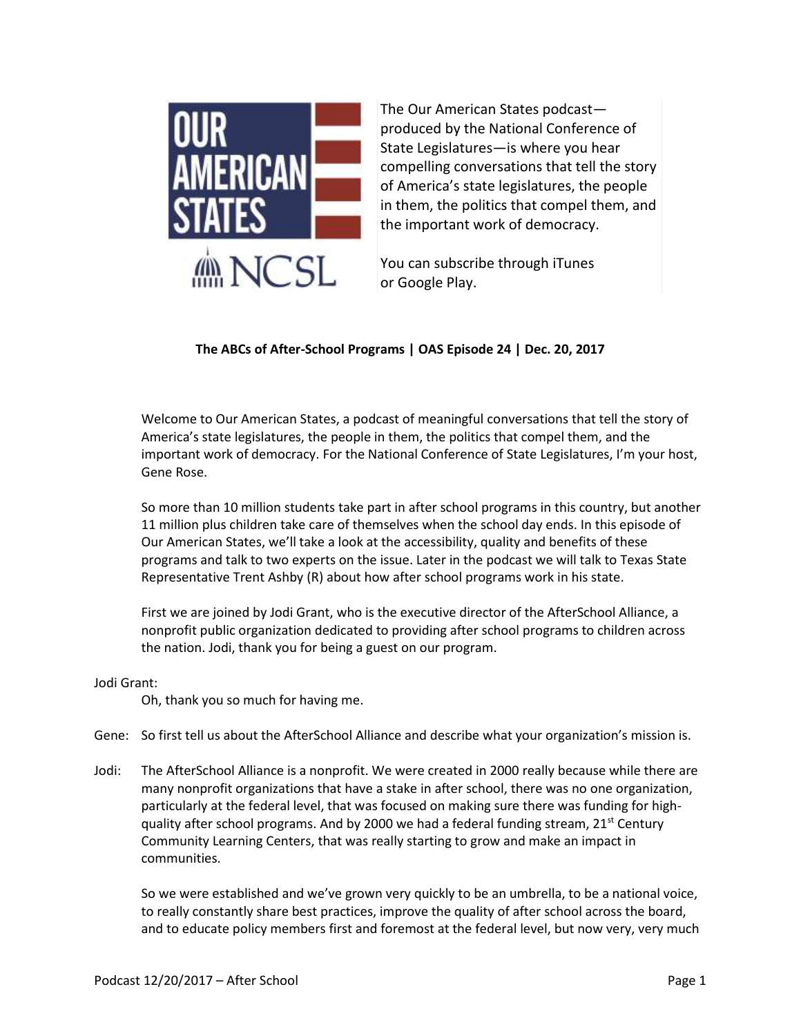The Our American States podcast—produced by the National Conference of State Legislatures—is where you hear compelling conversations that tell the story of America's state legislatures, the people in them, the politics that compel them, and the important work of democracy.

You can subscribe through iTunes or Google Play.

**The ABCs of After-School Programs | OAS Episode 24 | Dec. 20, 2017**

Welcome to Our American States, a podcast of meaningful conversations that tell the story of America's state legislatures, the people in them, the politics that compel them, and the important work of democracy. For the National Conference of State Legislatures, I'm your host, Gene Rose.

So more than 10 million students take part in after school programs in this country, but another 11 million plus children take care of themselves when the school day ends. In this episode of Our American States, we'll take a look at the accessibility, quality and benefits of these programs and talk to two experts on the issue. Later in the podcast we will talk to Texas State Representative Trent Ashby (R) about how after school programs work in his state.

First we are joined by Jodi Grant, who is the executive director of the AfterSchool Alliance, a nonprofit public organization dedicated to providing after school programs to children across the nation. Jodi, thank you for being a guest on our program.

Jodi Grant:
Oh, thank you so much for having me.

Gene: So first tell us about the AfterSchool Alliance and describe what your organization's mission is.

Jodi: The AfterSchool Alliance is a nonprofit. We were created in 2000 really because while there are many nonprofit organizations that have a stake in after school, there was no one organization, particularly at the federal level, that was focused on making sure there was funding for high-quality after school programs. And by 2000 we had a federal funding stream, 21st Century Community Learning Centers, that was really starting to grow and make an impact in communities.

So we were established and we've grown very quickly to be an umbrella, to be a national voice, to really constantly share best practices, improve the quality of after school across the board, and to educate policy members first and foremost at the federal level, but now very, very much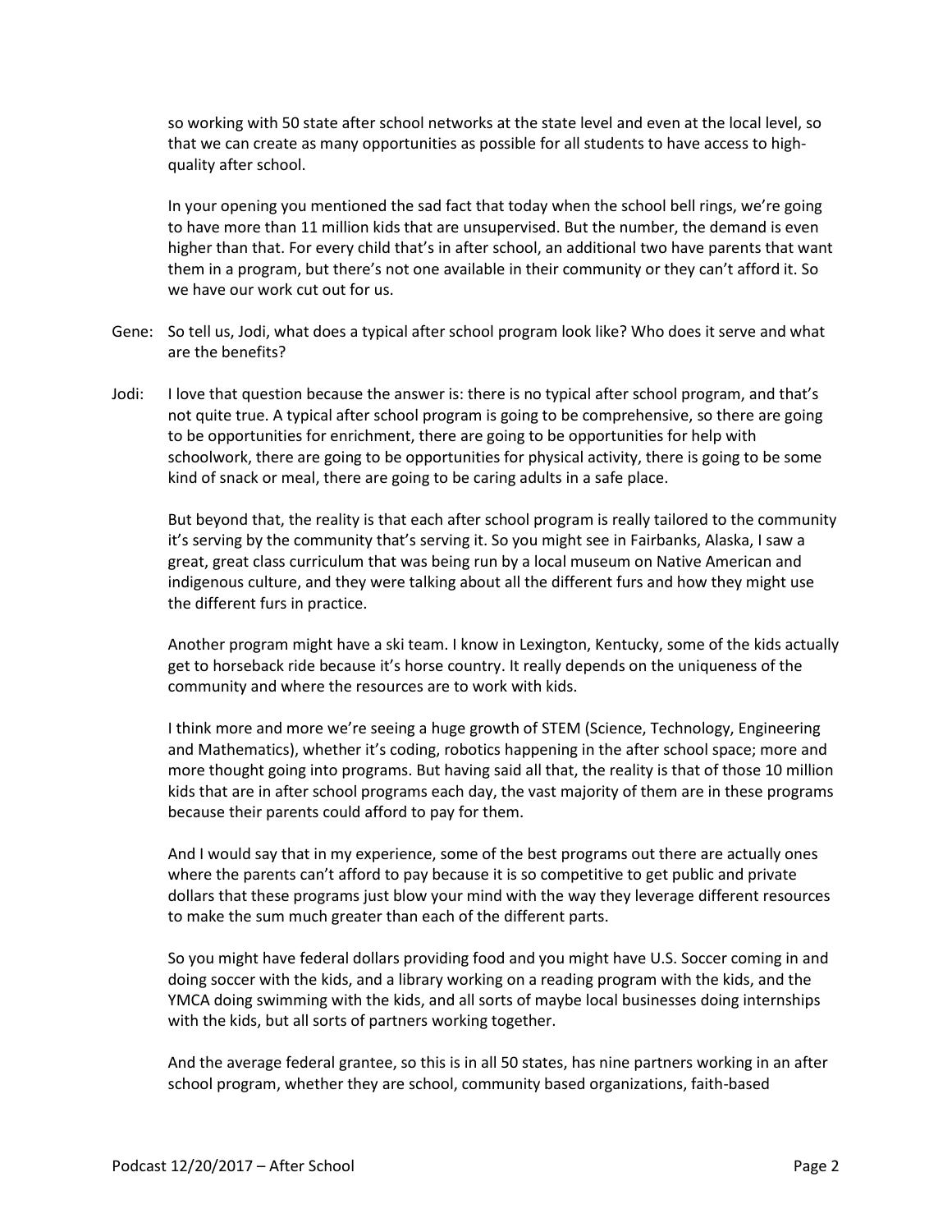so working with 50 state after school networks at the state level and even at the local level, so that we can create as many opportunities as possible for all students to have access to high-quality after school.

In your opening you mentioned the sad fact that today when the school bell rings, we're going to have more than 11 million kids that are unsupervised. But the number, the demand is even higher than that. For every child that's in after school, an additional two have parents that want them in a program, but there's not one available in their community or they can't afford it. So we have our work cut out for us.

Gene: So tell us, Jodi, what does a typical after school program look like? Who does it serve and what are the benefits?

Jodi: I love that question because the answer is: there is no typical after school program, and that's not quite true. A typical after school program is going to be comprehensive, so there are going to be opportunities for enrichment, there are going to be opportunities for help with schoolwork, there are going to be opportunities for physical activity, there is going to be some kind of snack or meal, there are going to be caring adults in a safe place.

But beyond that, the reality is that each after school program is really tailored to the community it's serving by the community that's serving it. So you might see in Fairbanks, Alaska, I saw a great, great class curriculum that was being run by a local museum on Native American and indigenous culture, and they were talking about all the different furs and how they might use the different furs in practice.

Another program might have a ski team. I know in Lexington, Kentucky, some of the kids actually get to horseback ride because it's horse country. It really depends on the uniqueness of the community and where the resources are to work with kids.

I think more and more we're seeing a huge growth of STEM (Science, Technology, Engineering and Mathematics), whether it's coding, robotics happening in the after school space; more and more thought going into programs. But having said all that, the reality is that of those 10 million kids that are in after school programs each day, the vast majority of them are in these programs because their parents could afford to pay for them.

And I would say that in my experience, some of the best programs out there are actually ones where the parents can't afford to pay because it is so competitive to get public and private dollars that these programs just blow your mind with the way they leverage different resources to make the sum much greater than each of the different parts.

So you might have federal dollars providing food and you might have U.S. Soccer coming in and doing soccer with the kids, and a library working on a reading program with the kids, and the YMCA doing swimming with the kids, and all sorts of maybe local businesses doing internships with the kids, but all sorts of partners working together.

And the average federal grantee, so this is in all 50 states, has nine partners working in an after school program, whether they are school, community based organizations, faith-based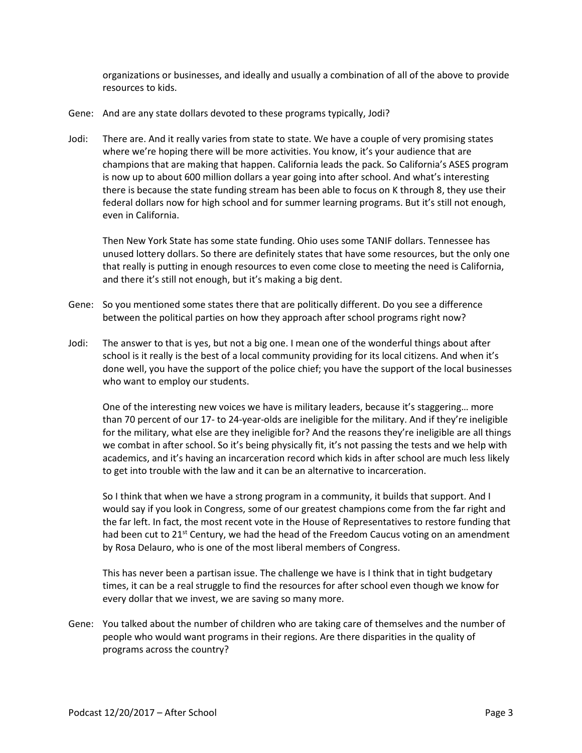organizations or businesses, and ideally and usually a combination of all of the above to provide resources to kids.

Gene: And are any state dollars devoted to these programs typically, Jodi?

Jodi: There are. And it really varies from state to state. We have a couple of very promising states where we're hoping there will be more activities. You know, it's your audience that are champions that are making that happen. California leads the pack. So California's ASES program is now up to about 600 million dollars a year going into after school. And what's interesting there is because the state funding stream has been able to focus on K through 8, they use their federal dollars now for high school and for summer learning programs. But it's still not enough, even in California.

Then New York State has some state funding. Ohio uses some TANIF dollars. Tennessee has unused lottery dollars. So there are definitely states that have some resources, but the only one that really is putting in enough resources to even come close to meeting the need is California, and there it's still not enough, but it's making a big dent.

Gene: So you mentioned some states there that are politically different. Do you see a difference between the political parties on how they approach after school programs right now?

Jodi: The answer to that is yes, but not a big one. I mean one of the wonderful things about after school is it really is the best of a local community providing for its local citizens. And when it's done well, you have the support of the police chief; you have the support of the local businesses who want to employ our students.

One of the interesting new voices we have is military leaders, because it's staggering… more than 70 percent of our 17- to 24-year-olds are ineligible for the military. And if they're ineligible for the military, what else are they ineligible for? And the reasons they're ineligible are all things we combat in after school. So it's being physically fit, it's not passing the tests and we help with academics, and it's having an incarceration record which kids in after school are much less likely to get into trouble with the law and it can be an alternative to incarceration.

So I think that when we have a strong program in a community, it builds that support. And I would say if you look in Congress, some of our greatest champions come from the far right and the far left. In fact, the most recent vote in the House of Representatives to restore funding that had been cut to 21st Century, we had the head of the Freedom Caucus voting on an amendment by Rosa Delauro, who is one of the most liberal members of Congress.

This has never been a partisan issue. The challenge we have is I think that in tight budgetary times, it can be a real struggle to find the resources for after school even though we know for every dollar that we invest, we are saving so many more.

Gene: You talked about the number of children who are taking care of themselves and the number of people who would want programs in their regions. Are there disparities in the quality of programs across the country?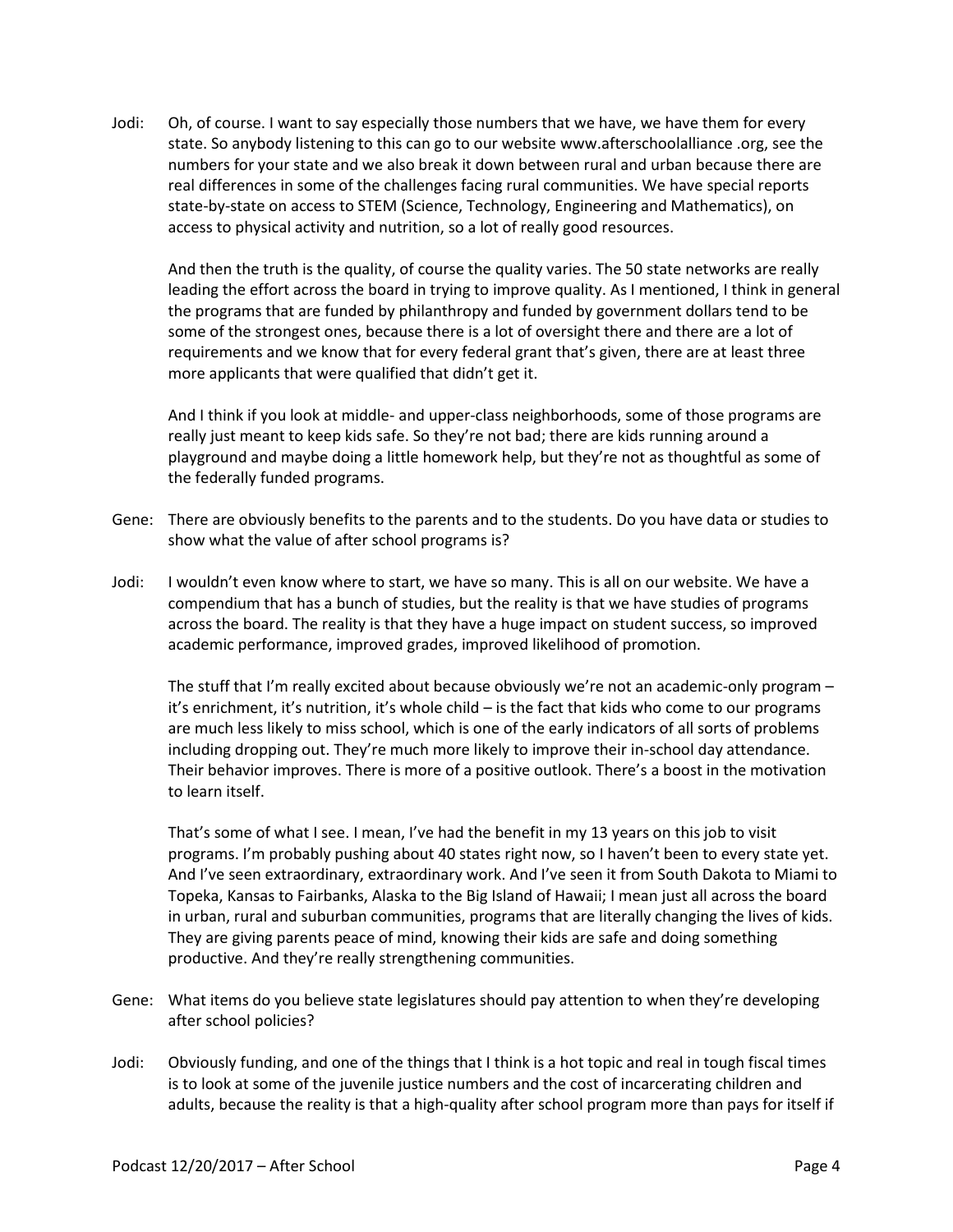Jodi: Oh, of course. I want to say especially those numbers that we have, we have them for every state. So anybody listening to this can go to our website www.afterschoolalliance .org, see the numbers for your state and we also break it down between rural and urban because there are real differences in some of the challenges facing rural communities. We have special reports state-by-state on access to STEM (Science, Technology, Engineering and Mathematics), on access to physical activity and nutrition, so a lot of really good resources.

And then the truth is the quality, of course the quality varies. The 50 state networks are really leading the effort across the board in trying to improve quality. As I mentioned, I think in general the programs that are funded by philanthropy and funded by government dollars tend to be some of the strongest ones, because there is a lot of oversight there and there are a lot of requirements and we know that for every federal grant that's given, there are at least three more applicants that were qualified that didn't get it.

And I think if you look at middle- and upper-class neighborhoods, some of those programs are really just meant to keep kids safe. So they're not bad; there are kids running around a playground and maybe doing a little homework help, but they're not as thoughtful as some of the federally funded programs.

Gene: There are obviously benefits to the parents and to the students. Do you have data or studies to show what the value of after school programs is?

Jodi: I wouldn't even know where to start, we have so many. This is all on our website. We have a compendium that has a bunch of studies, but the reality is that we have studies of programs across the board. The reality is that they have a huge impact on student success, so improved academic performance, improved grades, improved likelihood of promotion.

The stuff that I'm really excited about because obviously we're not an academic-only program – it's enrichment, it's nutrition, it's whole child – is the fact that kids who come to our programs are much less likely to miss school, which is one of the early indicators of all sorts of problems including dropping out. They're much more likely to improve their in-school day attendance. Their behavior improves. There is more of a positive outlook. There's a boost in the motivation to learn itself.

That's some of what I see. I mean, I've had the benefit in my 13 years on this job to visit programs. I'm probably pushing about 40 states right now, so I haven't been to every state yet. And I've seen extraordinary, extraordinary work. And I've seen it from South Dakota to Miami to Topeka, Kansas to Fairbanks, Alaska to the Big Island of Hawaii; I mean just all across the board in urban, rural and suburban communities, programs that are literally changing the lives of kids. They are giving parents peace of mind, knowing their kids are safe and doing something productive. And they're really strengthening communities.

Gene: What items do you believe state legislatures should pay attention to when they're developing after school policies?

Jodi: Obviously funding, and one of the things that I think is a hot topic and real in tough fiscal times is to look at some of the juvenile justice numbers and the cost of incarcerating children and adults, because the reality is that a high-quality after school program more than pays for itself if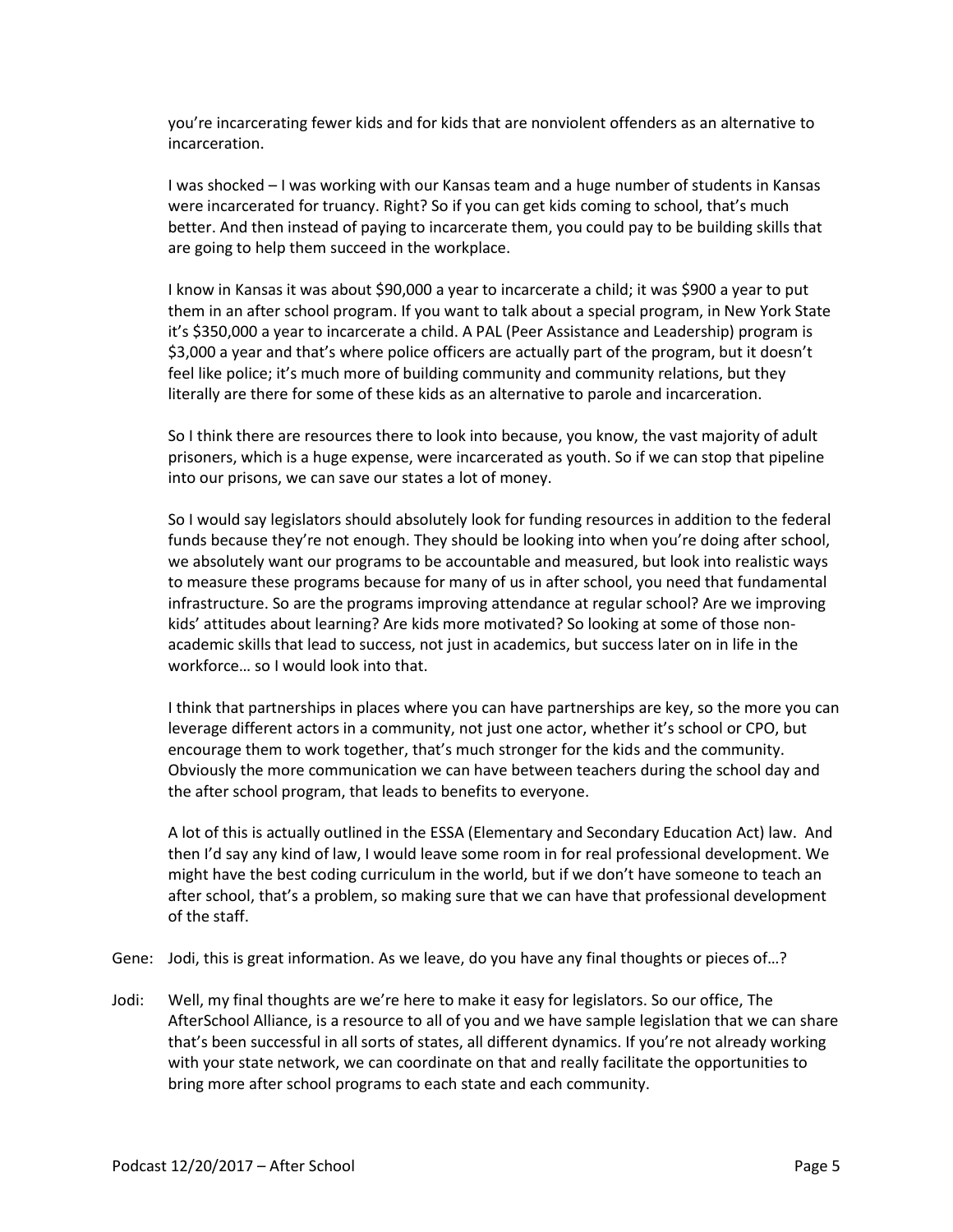you're incarcerating fewer kids and for kids that are nonviolent offenders as an alternative to incarceration.

I was shocked – I was working with our Kansas team and a huge number of students in Kansas were incarcerated for truancy. Right? So if you can get kids coming to school, that's much better. And then instead of paying to incarcerate them, you could pay to be building skills that are going to help them succeed in the workplace.

I know in Kansas it was about $90,000 a year to incarcerate a child; it was $900 a year to put them in an after school program. If you want to talk about a special program, in New York State it's $350,000 a year to incarcerate a child. A PAL (Peer Assistance and Leadership) program is $3,000 a year and that's where police officers are actually part of the program, but it doesn't feel like police; it's much more of building community and community relations, but they literally are there for some of these kids as an alternative to parole and incarceration.

So I think there are resources there to look into because, you know, the vast majority of adult prisoners, which is a huge expense, were incarcerated as youth. So if we can stop that pipeline into our prisons, we can save our states a lot of money.

So I would say legislators should absolutely look for funding resources in addition to the federal funds because they're not enough. They should be looking into when you're doing after school, we absolutely want our programs to be accountable and measured, but look into realistic ways to measure these programs because for many of us in after school, you need that fundamental infrastructure. So are the programs improving attendance at regular school? Are we improving kids' attitudes about learning? Are kids more motivated? So looking at some of those non-academic skills that lead to success, not just in academics, but success later on in life in the workforce… so I would look into that.

I think that partnerships in places where you can have partnerships are key, so the more you can leverage different actors in a community, not just one actor, whether it's school or CPO, but encourage them to work together, that's much stronger for the kids and the community. Obviously the more communication we can have between teachers during the school day and the after school program, that leads to benefits to everyone.

A lot of this is actually outlined in the ESSA (Elementary and Secondary Education Act) law. And then I'd say any kind of law, I would leave some room in for real professional development. We might have the best coding curriculum in the world, but if we don't have someone to teach an after school, that's a problem, so making sure that we can have that professional development of the staff.

Gene: Jodi, this is great information. As we leave, do you have any final thoughts or pieces of…?

Jodi: Well, my final thoughts are we're here to make it easy for legislators. So our office, The AfterSchool Alliance, is a resource to all of you and we have sample legislation that we can share that's been successful in all sorts of states, all different dynamics. If you're not already working with your state network, we can coordinate on that and really facilitate the opportunities to bring more after school programs to each state and each community.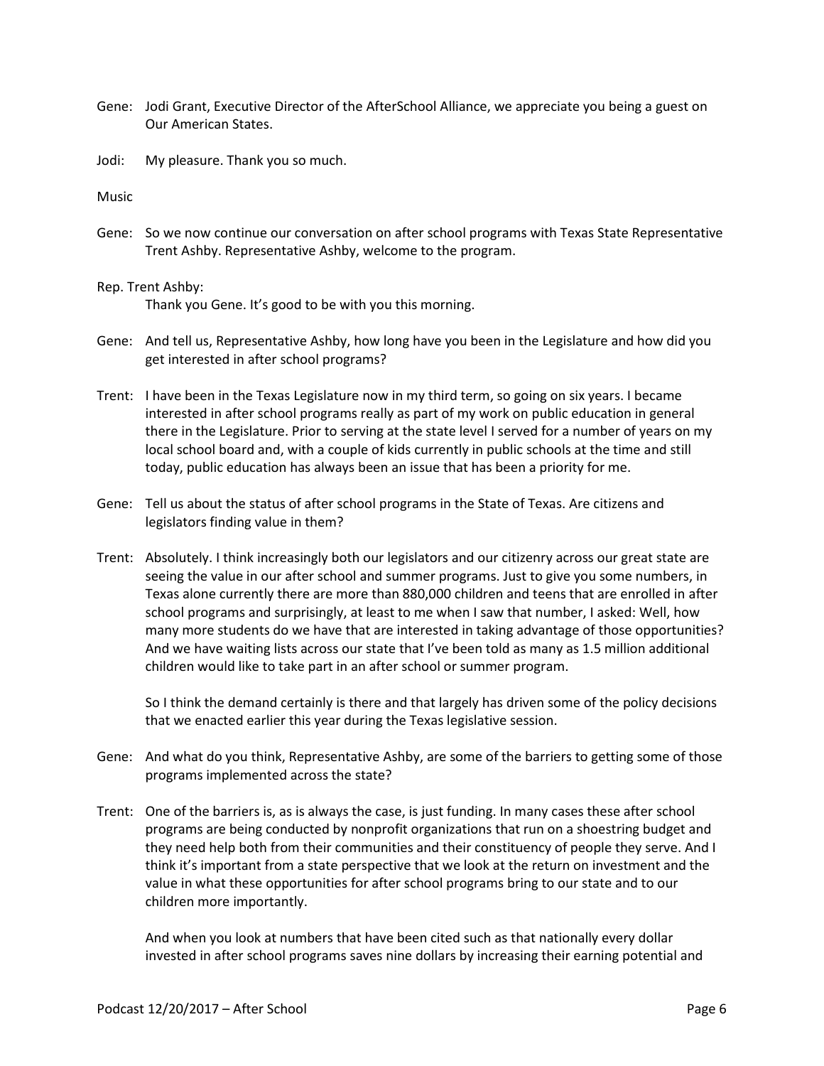Gene: Jodi Grant, Executive Director of the AfterSchool Alliance, we appreciate you being a guest on Our American States.

Jodi: My pleasure. Thank you so much.

Music

Gene: So we now continue our conversation on after school programs with Texas State Representative Trent Ashby. Representative Ashby, welcome to the program.

Rep. Trent Ashby:
Thank you Gene. It's good to be with you this morning.

Gene: And tell us, Representative Ashby, how long have you been in the Legislature and how did you get interested in after school programs?

Trent: I have been in the Texas Legislature now in my third term, so going on six years. I became interested in after school programs really as part of my work on public education in general there in the Legislature. Prior to serving at the state level I served for a number of years on my local school board and, with a couple of kids currently in public schools at the time and still today, public education has always been an issue that has been a priority for me.

Gene: Tell us about the status of after school programs in the State of Texas. Are citizens and legislators finding value in them?

Trent: Absolutely. I think increasingly both our legislators and our citizenry across our great state are seeing the value in our after school and summer programs. Just to give you some numbers, in Texas alone currently there are more than 880,000 children and teens that are enrolled in after school programs and surprisingly, at least to me when I saw that number, I asked: Well, how many more students do we have that are interested in taking advantage of those opportunities? And we have waiting lists across our state that I've been told as many as 1.5 million additional children would like to take part in an after school or summer program.

So I think the demand certainly is there and that largely has driven some of the policy decisions that we enacted earlier this year during the Texas legislative session.

Gene: And what do you think, Representative Ashby, are some of the barriers to getting some of those programs implemented across the state?

Trent: One of the barriers is, as is always the case, is just funding. In many cases these after school programs are being conducted by nonprofit organizations that run on a shoestring budget and they need help both from their communities and their constituency of people they serve. And I think it's important from a state perspective that we look at the return on investment and the value in what these opportunities for after school programs bring to our state and to our children more importantly.

And when you look at numbers that have been cited such as that nationally every dollar invested in after school programs saves nine dollars by increasing their earning potential and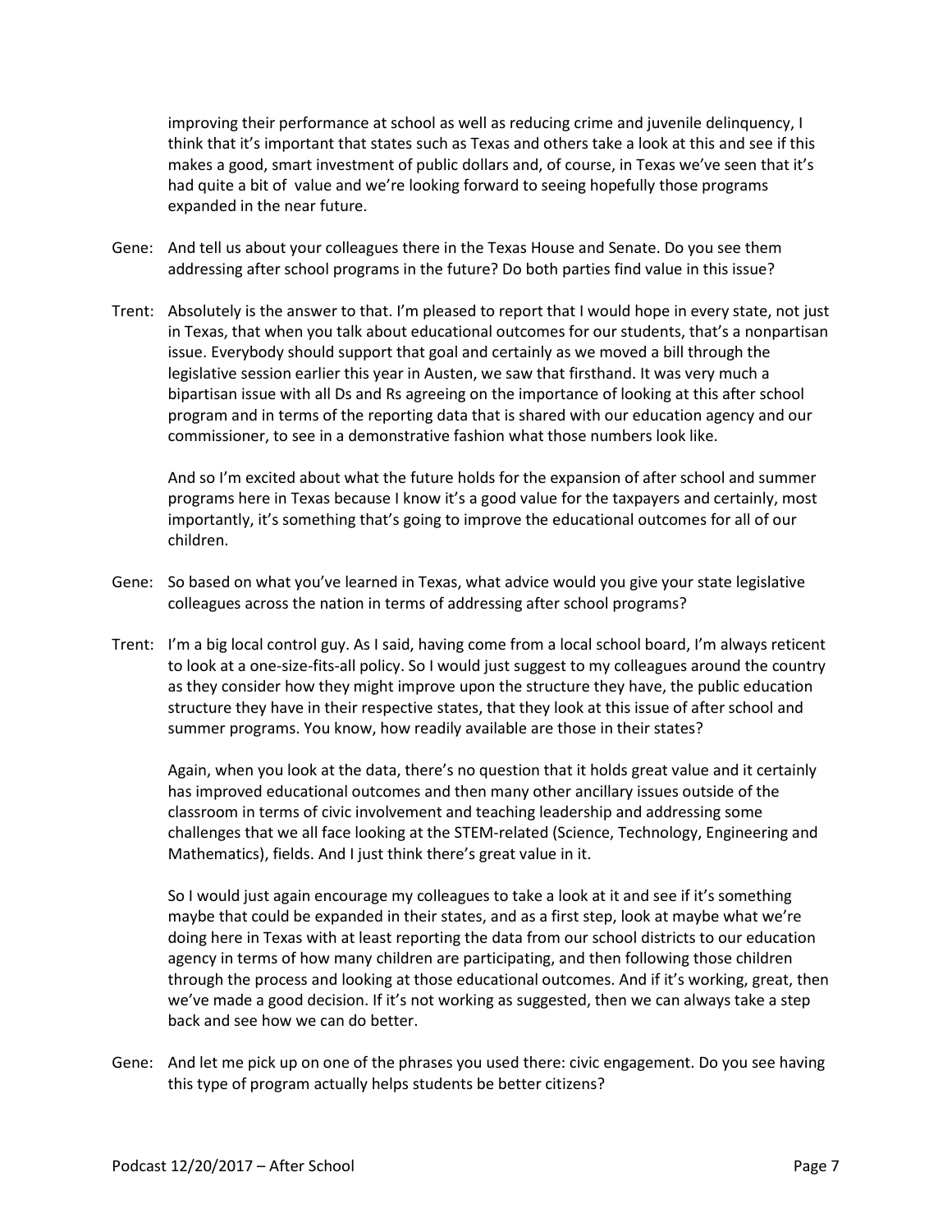improving their performance at school as well as reducing crime and juvenile delinquency, I think that it's important that states such as Texas and others take a look at this and see if this makes a good, smart investment of public dollars and, of course, in Texas we've seen that it's had quite a bit of value and we're looking forward to seeing hopefully those programs expanded in the near future.

Gene: And tell us about your colleagues there in the Texas House and Senate. Do you see them addressing after school programs in the future? Do both parties find value in this issue?

Trent: Absolutely is the answer to that. I'm pleased to report that I would hope in every state, not just in Texas, that when you talk about educational outcomes for our students, that's a nonpartisan issue. Everybody should support that goal and certainly as we moved a bill through the legislative session earlier this year in Austen, we saw that firsthand. It was very much a bipartisan issue with all Ds and Rs agreeing on the importance of looking at this after school program and in terms of the reporting data that is shared with our education agency and our commissioner, to see in a demonstrative fashion what those numbers look like.

And so I'm excited about what the future holds for the expansion of after school and summer programs here in Texas because I know it's a good value for the taxpayers and certainly, most importantly, it's something that's going to improve the educational outcomes for all of our children.

Gene: So based on what you've learned in Texas, what advice would you give your state legislative colleagues across the nation in terms of addressing after school programs?

Trent: I'm a big local control guy. As I said, having come from a local school board, I'm always reticent to look at a one-size-fits-all policy. So I would just suggest to my colleagues around the country as they consider how they might improve upon the structure they have, the public education structure they have in their respective states, that they look at this issue of after school and summer programs. You know, how readily available are those in their states?

Again, when you look at the data, there's no question that it holds great value and it certainly has improved educational outcomes and then many other ancillary issues outside of the classroom in terms of civic involvement and teaching leadership and addressing some challenges that we all face looking at the STEM-related (Science, Technology, Engineering and Mathematics), fields. And I just think there's great value in it.

So I would just again encourage my colleagues to take a look at it and see if it's something maybe that could be expanded in their states, and as a first step, look at maybe what we're doing here in Texas with at least reporting the data from our school districts to our education agency in terms of how many children are participating, and then following those children through the process and looking at those educational outcomes. And if it's working, great, then we've made a good decision. If it's not working as suggested, then we can always take a step back and see how we can do better.

Gene: And let me pick up on one of the phrases you used there: civic engagement. Do you see having this type of program actually helps students be better citizens?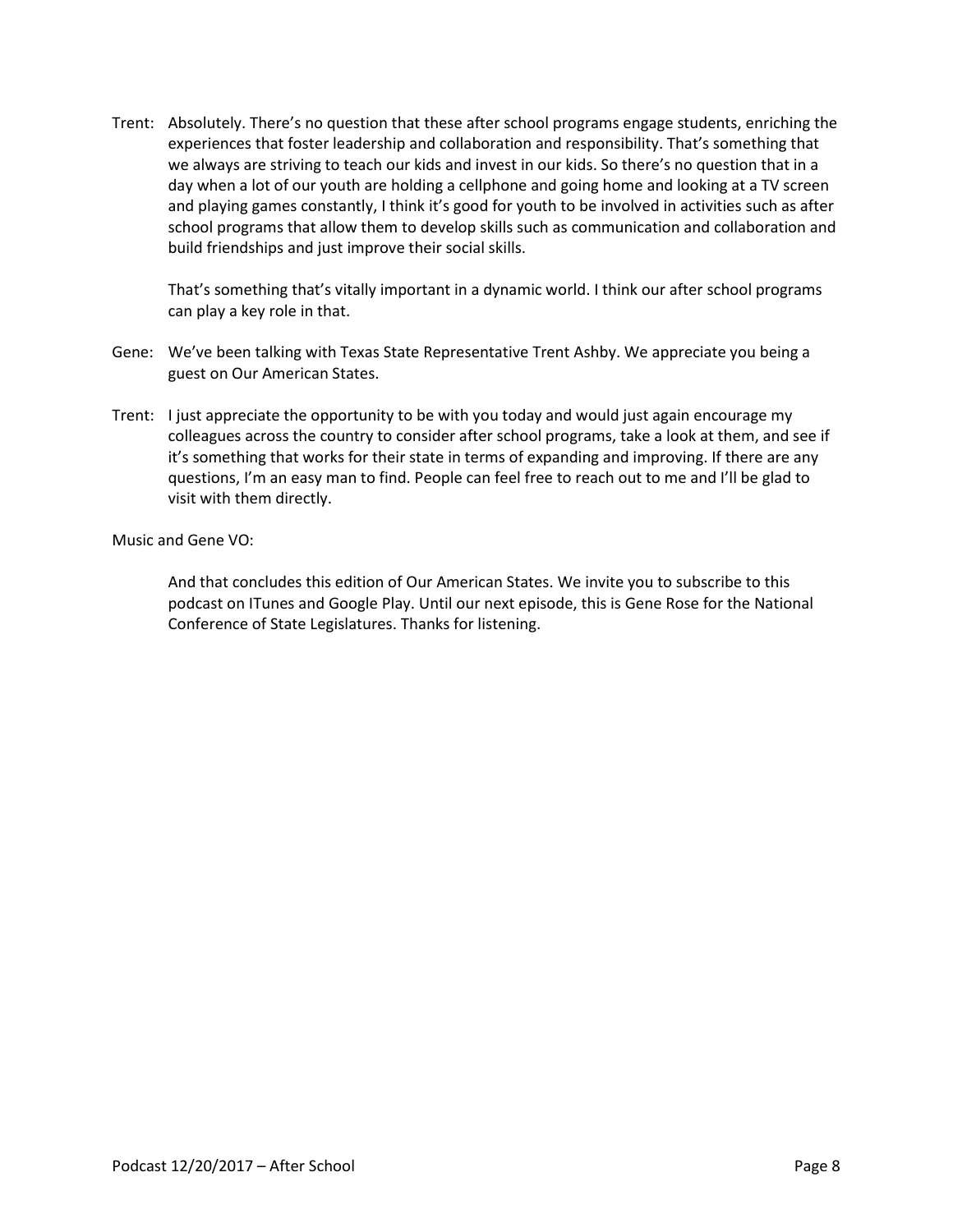Trent: Absolutely. There's no question that these after school programs engage students, enriching the experiences that foster leadership and collaboration and responsibility. That's something that we always are striving to teach our kids and invest in our kids. So there's no question that in a day when a lot of our youth are holding a cellphone and going home and looking at a TV screen and playing games constantly, I think it's good for youth to be involved in activities such as after school programs that allow them to develop skills such as communication and collaboration and build friendships and just improve their social skills.

That's something that's vitally important in a dynamic world. I think our after school programs can play a key role in that.

Gene: We've been talking with Texas State Representative Trent Ashby. We appreciate you being a guest on Our American States.

Trent: I just appreciate the opportunity to be with you today and would just again encourage my colleagues across the country to consider after school programs, take a look at them, and see if it's something that works for their state in terms of expanding and improving. If there are any questions, I'm an easy man to find. People can feel free to reach out to me and I'll be glad to visit with them directly.

Music and Gene VO:

And that concludes this edition of Our American States. We invite you to subscribe to this podcast on ITunes and Google Play. Until our next episode, this is Gene Rose for the National Conference of State Legislatures. Thanks for listening.